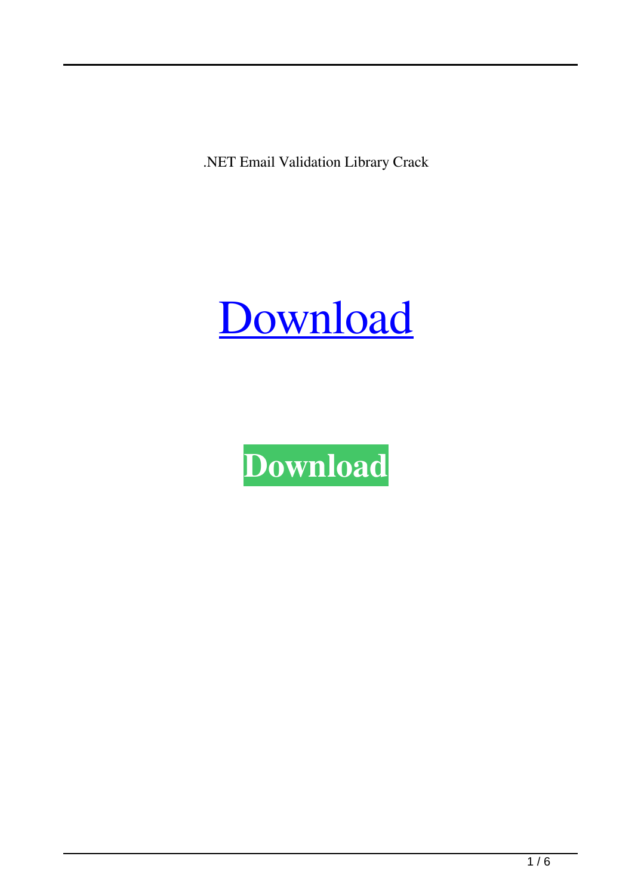.NET Email Validation Library Crack

Download

**Download**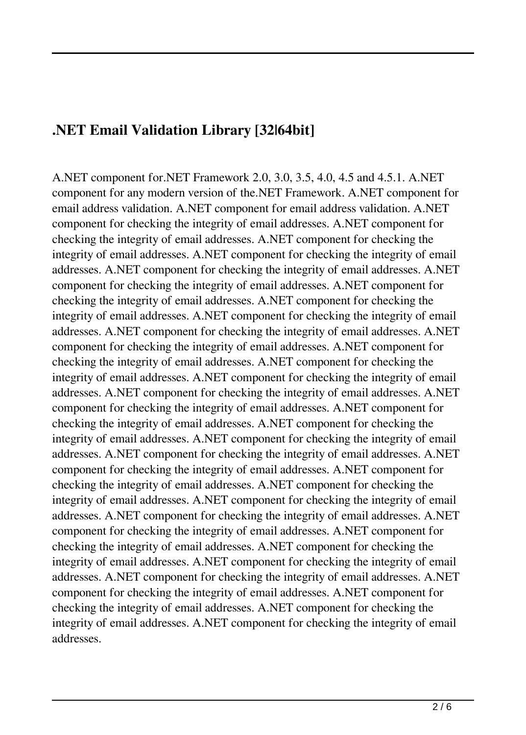## .NET Email Validation Library [32|64bit]

A.NET component for.NET Framework 2.0, 3.0, 3.5, 4.0, 4.5 and 4.5.1. A.NET component for any modern version of the.NET Framework. A.NET component for email address validation. A.NET component for email address validation. A.NET component for checking the integrity of email addresses. A.NET component for checking the integrity of email addresses. A.NET component for checking the integrity of email addresses. A.NET component for checking the integrity of email addresses. A.NET component for checking the integrity of email addresses. A.NET component for checking the integrity of email addresses. A.NET component for checking the integrity of email addresses. A.NET component for checking the integrity of email addresses. A.NET component for checking the integrity of email addresses. A.NET component for checking the integrity of email addresses. A.NET component for checking the integrity of email addresses. A.NET component for checking the integrity of email addresses. A.NET component for checking the integrity of email addresses. A.NET component for checking the integrity of email addresses. A.NET component for checking the integrity of email addresses. A.NET component for checking the integrity of email addresses. A.NET component for checking the integrity of email addresses. A.NET component for checking the integrity of email addresses. A.NET component for checking the integrity of email addresses. A.NET component for checking the integrity of email addresses. A.NET component for checking the integrity of email addresses. A.NET component for checking the integrity of email addresses. A.NET component for checking the integrity of email addresses. A.NET component for checking the integrity of email addresses. A.NET component for checking the integrity of email addresses. A.NET component for checking the integrity of email addresses. A.NET component for checking the integrity of email addresses. A.NET component for checking the integrity of email addresses. A.NET component for checking the integrity of email addresses. A.NET component for checking the integrity of email addresses.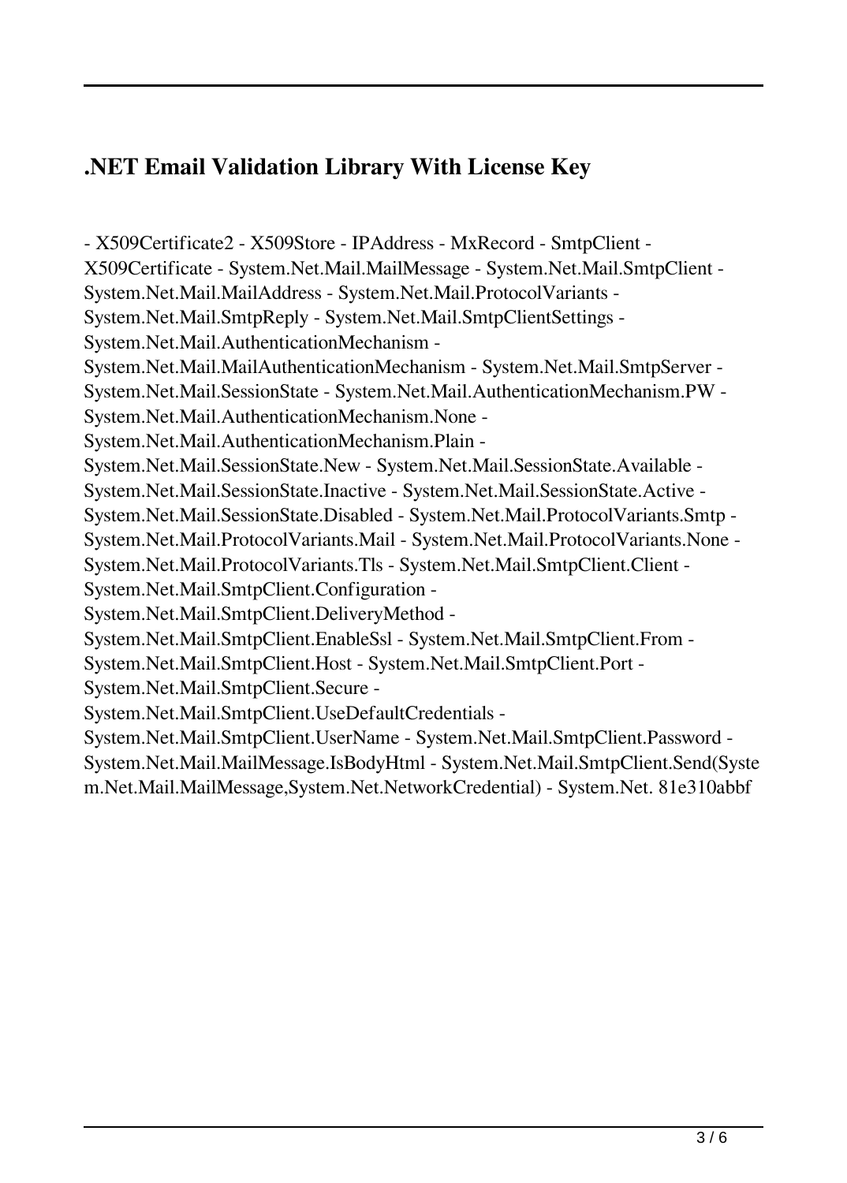### .NET Email Validation Library With License Key

- X509Certificate2 - X509Store - IPAddress - MxRecord - SmtpClient - X509Certificate - System.Net.Mail.MailMessage - System.Net.Mail.SmtpClient - System.Net.Mail.MailAddress - System.Net.Mail.ProtocolVariants - System.Net.Mail.SmtpReply - System.Net.Mail.SmtpClientSettings - System.Net.Mail.AuthenticationMechanism - System.Net.Mail.MailAuthenticationMechanism - System.Net.Mail.SmtpServer - System.Net.Mail.SessionState - System.Net.Mail.AuthenticationMechanism.PW - System.Net.Mail.AuthenticationMechanism.None - System.Net.Mail.AuthenticationMechanism.Plain - System.Net.Mail.SessionState.New - System.Net.Mail.SessionState.Available - System.Net.Mail.SessionState.Inactive - System.Net.Mail.SessionState.Active - System.Net.Mail.SessionState.Disabled - System.Net.Mail.ProtocolVariants.Smtp - System.Net.Mail.ProtocolVariants.Mail - System.Net.Mail.ProtocolVariants.None - System.Net.Mail.ProtocolVariants.Tls - System.Net.Mail.SmtpClient.Client - System.Net.Mail.SmtpClient.Configuration - System.Net.Mail.SmtpClient.DeliveryMethod - System.Net.Mail.SmtpClient.EnableSsl - System.Net.Mail.SmtpClient.From - System.Net.Mail.SmtpClient.Host - System.Net.Mail.SmtpClient.Port - System.Net.Mail.SmtpClient.Secure - System.Net.Mail.SmtpClient.UseDefaultCredentials - System.Net.Mail.SmtpClient.UserName - System.Net.Mail.SmtpClient.Password - System.Net.Mail.MailMessage.IsBodyHtml - System.Net.Mail.SmtpClient.Send(System.Net.Mail.MailMessage,System.Net.NetworkCredential) - System.Net. 81e310abbf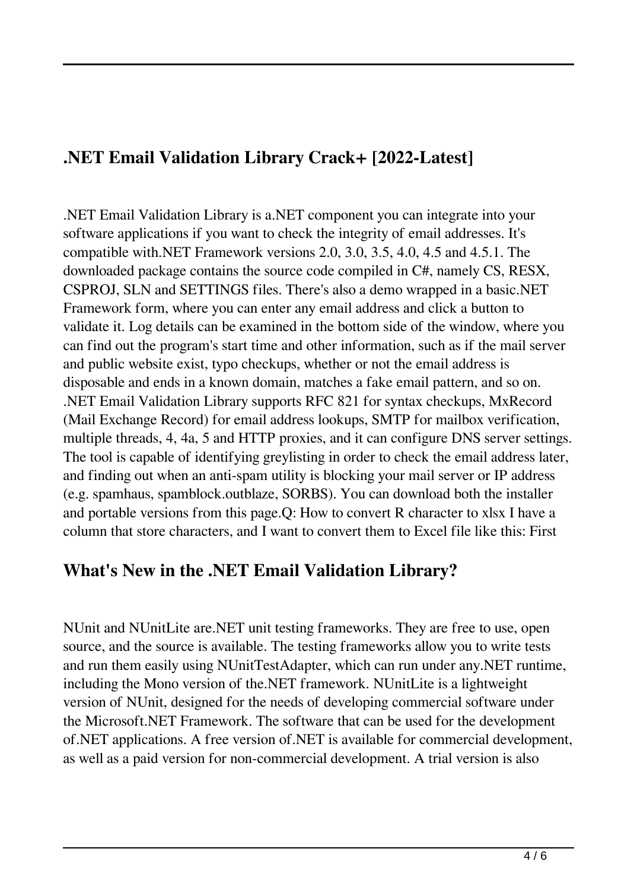## .NET Email Validation Library Crack+ [2022-Latest]

.NET Email Validation Library is a.NET component you can integrate into your software applications if you want to check the integrity of email addresses. It's compatible with.NET Framework versions 2.0, 3.0, 3.5, 4.0, 4.5 and 4.5.1. The downloaded package contains the source code compiled in C#, namely CS, RESX, CSPROJ, SLN and SETTINGS files. There's also a demo wrapped in a basic.NET Framework form, where you can enter any email address and click a button to validate it. Log details can be examined in the bottom side of the window, where you can find out the program's start time and other information, such as if the mail server and public website exist, typo checkups, whether or not the email address is disposable and ends in a known domain, matches a fake email pattern, and so on. .NET Email Validation Library supports RFC 821 for syntax checkups, MxRecord (Mail Exchange Record) for email address lookups, SMTP for mailbox verification, multiple threads, 4, 4a, 5 and HTTP proxies, and it can configure DNS server settings. The tool is capable of identifying greylisting in order to check the email address later, and finding out when an anti-spam utility is blocking your mail server or IP address (e.g. spamhaus, spamblock.outblaze, SORBS). You can download both the installer and portable versions from this page.Q: How to convert R character to xlsx I have a column that store characters, and I want to convert them to Excel file like this: First

## What's New in the .NET Email Validation Library?

NUnit and NUnitLite are.NET unit testing frameworks. They are free to use, open source, and the source is available. The testing frameworks allow you to write tests and run them easily using NUnitTestAdapter, which can run under any.NET runtime, including the Mono version of the.NET framework. NUnitLite is a lightweight version of NUnit, designed for the needs of developing commercial software under the Microsoft.NET Framework. The software that can be used for the development of.NET applications. A free version of.NET is available for commercial development, as well as a paid version for non-commercial development. A trial version is also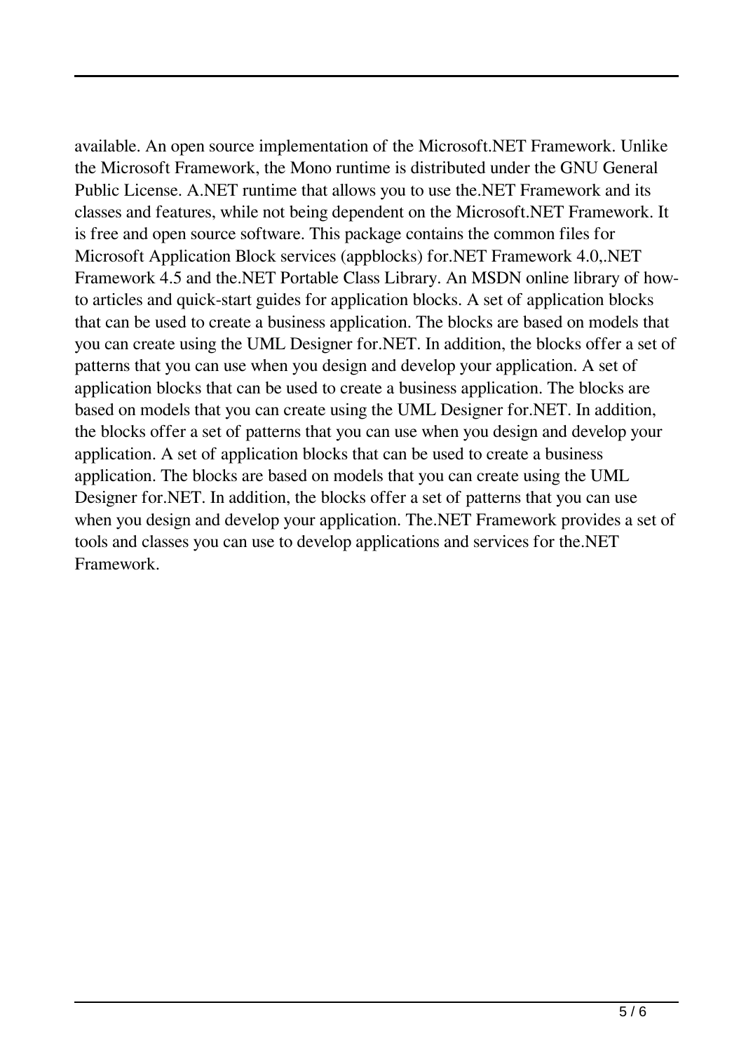available. An open source implementation of the Microsoft.NET Framework. Unlike the Microsoft Framework, the Mono runtime is distributed under the GNU General Public License. A.NET runtime that allows you to use the.NET Framework and its classes and features, while not being dependent on the Microsoft.NET Framework. It is free and open source software. This package contains the common files for Microsoft Application Block services (appblocks) for.NET Framework 4.0,.NET Framework 4.5 and the.NET Portable Class Library. An MSDN online library of how-to articles and quick-start guides for application blocks. A set of application blocks that can be used to create a business application. The blocks are based on models that you can create using the UML Designer for.NET. In addition, the blocks offer a set of patterns that you can use when you design and develop your application. A set of application blocks that can be used to create a business application. The blocks are based on models that you can create using the UML Designer for.NET. In addition, the blocks offer a set of patterns that you can use when you design and develop your application. A set of application blocks that can be used to create a business application. The blocks are based on models that you can create using the UML Designer for.NET. In addition, the blocks offer a set of patterns that you can use when you design and develop your application. The.NET Framework provides a set of tools and classes you can use to develop applications and services for the.NET Framework.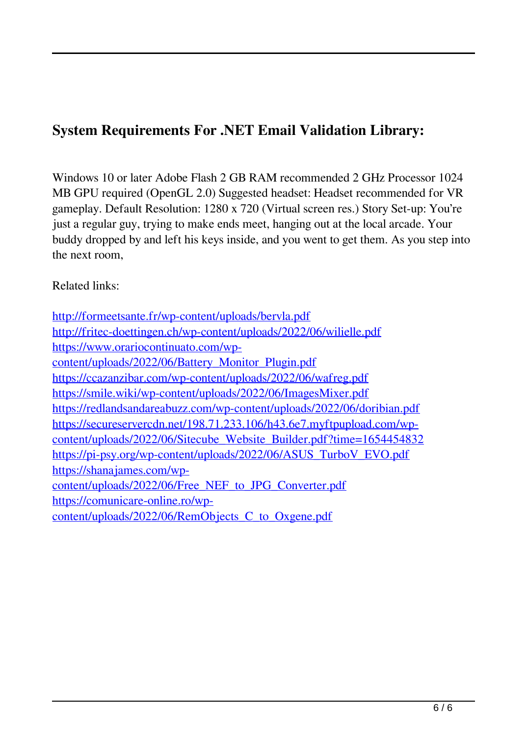## System Requirements For .NET Email Validation Library:

Windows 10 or later Adobe Flash 2 GB RAM recommended 2 GHz Processor 1024 MB GPU required (OpenGL 2.0) Suggested headset: Headset recommended for VR gameplay. Default Resolution: 1280 x 720 (Virtual screen res.) Story Set-up: You're just a regular guy, trying to make ends meet, hanging out at the local arcade. Your buddy dropped by and left his keys inside, and you went to get them. As you step into the next room,

Related links:

http://formeetsante.fr/wp-content/uploads/bervla.pdf
http://fritec-doettingen.ch/wp-content/uploads/2022/06/wilielle.pdf
https://www.orariocontinuato.com/wp-content/uploads/2022/06/Battery_Monitor_Plugin.pdf
https://ccazanzibar.com/wp-content/uploads/2022/06/wafreg.pdf
https://smile.wiki/wp-content/uploads/2022/06/ImagesMixer.pdf
https://redlandsandareabuzz.com/wp-content/uploads/2022/06/doribian.pdf
https://secureservercdn.net/198.71.233.106/h43.6e7.myftpupload.com/wp-content/uploads/2022/06/Sitecube_Website_Builder.pdf?time=1654454832
https://pi-psy.org/wp-content/uploads/2022/06/ASUS_TurboV_EVO.pdf
https://shanajames.com/wp-content/uploads/2022/06/Free_NEF_to_JPG_Converter.pdf
https://comunicare-online.ro/wp-content/uploads/2022/06/RemObjects_C_to_Oxgene.pdf